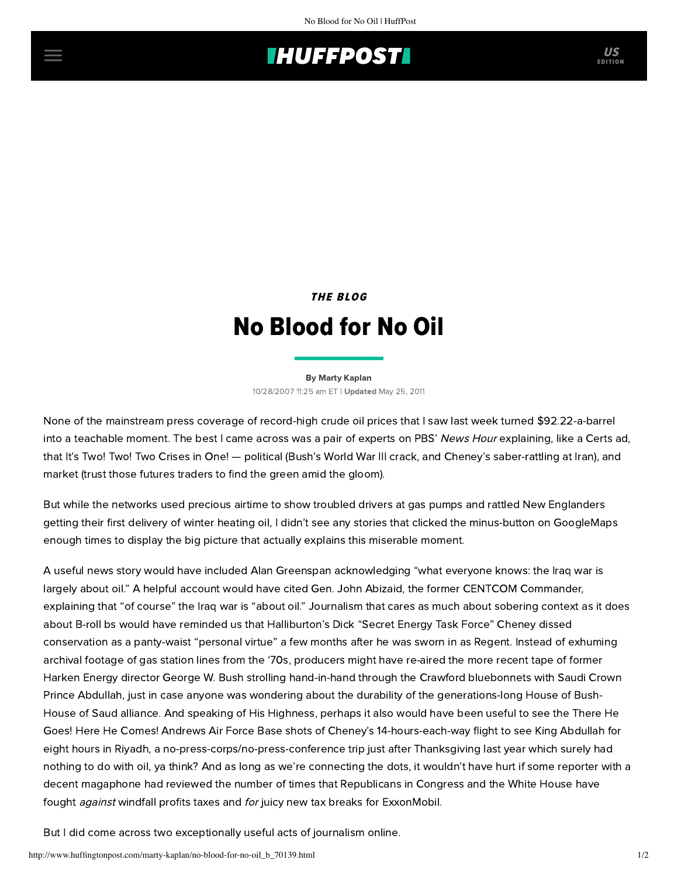*THE BLOG*

# No Blood for No Oil

By Marty Kaplan

10/28/2007 11:25 am ET | **Updated** May 25, 2011

None of the mainstream press coverage of record-high crude oil prices that I saw last week turned $92.22-a-barrel into a teachable moment. The best I came across was a pair of experts on PBS' *News Hour* explaining, like a Certs ad, that It's Two! Two! Two Crises in One! — political (Bush's World War III crack, and Cheney's saber-rattling at Iran), and market (trust those futures traders to find the green amid the gloom).

But while the networks used precious airtime to show troubled drivers at gas pumps and rattled New Englanders getting their first delivery of winter heating oil, I didn't see any stories that clicked the minus-button on GoogleMaps enough times to display the big picture that actually explains this miserable moment.

A useful news story would have included Alan Greenspan acknowledging "what everyone knows: the Iraq war is largely about oil." A helpful account would have cited Gen. John Abizaid, the former CENTCOM Commander, explaining that "of course" the Iraq war is "about oil." Journalism that cares as much about sobering context as it does about B-roll bs would have reminded us that Halliburton's Dick "Secret Energy Task Force" Cheney dissed conservation as a panty-waist "personal virtue" a few months after he was sworn in as Regent. Instead of exhuming archival footage of gas station lines from the '70s, producers might have re-aired the more recent tape of former Harken Energy director George W. Bush strolling hand-in-hand through the Crawford bluebonnets with Saudi Crown Prince Abdullah, just in case anyone was wondering about the durability of the generations-long House of Bush-House of Saud alliance. And speaking of His Highness, perhaps it also would have been useful to see the There He Goes! Here He Comes! Andrews Air Force Base shots of Cheney's 14-hours-each-way flight to see King Abdullah for eight hours in Riyadh, a no-press-corps/no-press-conference trip just after Thanksgiving last year which surely had nothing to do with oil, ya think? And as long as we're connecting the dots, it wouldn't have hurt if some reporter with a decent magaphone had reviewed the number of times that Republicans in Congress and the White House have fought *against* windfall profits taxes and *for* juicy new tax breaks for ExxonMobil.

But I did come across two exceptionally useful acts of journalism online.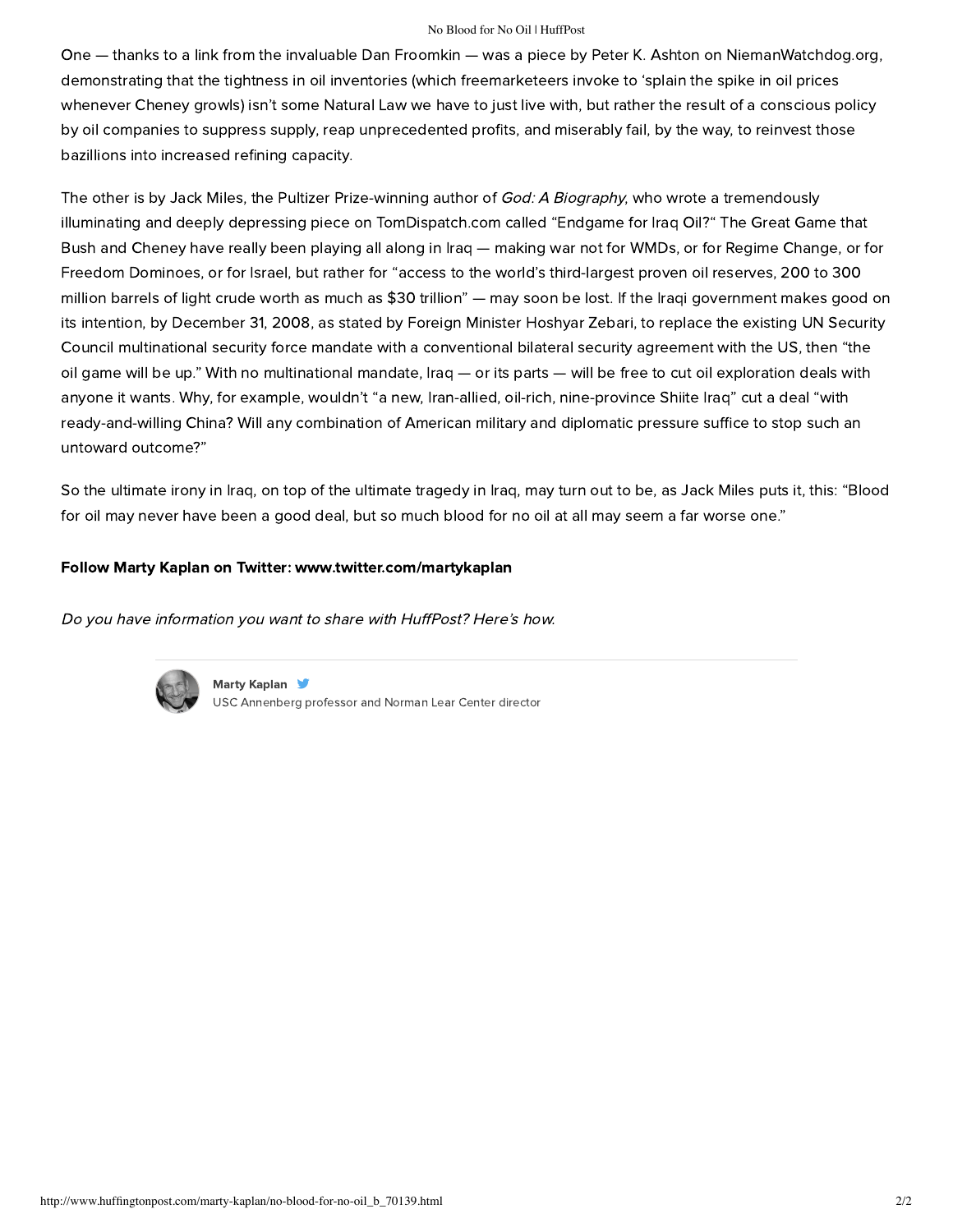One — thanks to a link from the invaluable Dan Froomkin — was a piece by Peter K. Ashton on NiemanWatchdog.org, demonstrating that the tightness in oil inventories (which freemarketeers invoke to 'splain the spike in oil prices whenever Cheney growls) isn't some Natural Law we have to just live with, but rather the result of a conscious policy by oil companies to suppress supply, reap unprecedented profits, and miserably fail, by the way, to reinvest those bazillions into increased refining capacity.

The other is by Jack Miles, the Pultizer Prize-winning author of *God: A Biography*, who wrote a tremendously illuminating and deeply depressing piece on TomDispatch.com called "Endgame for Iraq Oil?" The Great Game that Bush and Cheney have really been playing all along in Iraq — making war not for WMDs, or for Regime Change, or for Freedom Dominoes, or for Israel, but rather for "access to the world's third-largest proven oil reserves, 200 to 300 million barrels of light crude worth as much as $30 trillion" — may soon be lost. If the Iraqi government makes good on its intention, by December 31, 2008, as stated by Foreign Minister Hoshyar Zebari, to replace the existing UN Security Council multinational security force mandate with a conventional bilateral security agreement with the US, then "the oil game will be up." With no multinational mandate, Iraq — or its parts — will be free to cut oil exploration deals with anyone it wants. Why, for example, wouldn't "a new, Iran-allied, oil-rich, nine-province Shiite Iraq" cut a deal "with ready-and-willing China? Will any combination of American military and diplomatic pressure suffice to stop such an untoward outcome?"

So the ultimate irony in Iraq, on top of the ultimate tragedy in Iraq, may turn out to be, as Jack Miles puts it, this: "Blood for oil may never have been a good deal, but so much blood for no oil at all may seem a far worse one."

**Follow Marty Kaplan on Twitter: www.twitter.com/martykaplan**

*Do you have information you want to share with HuffPost? Here's how.*

**Marty Kaplan**
USC Annenberg professor and Norman Lear Center director